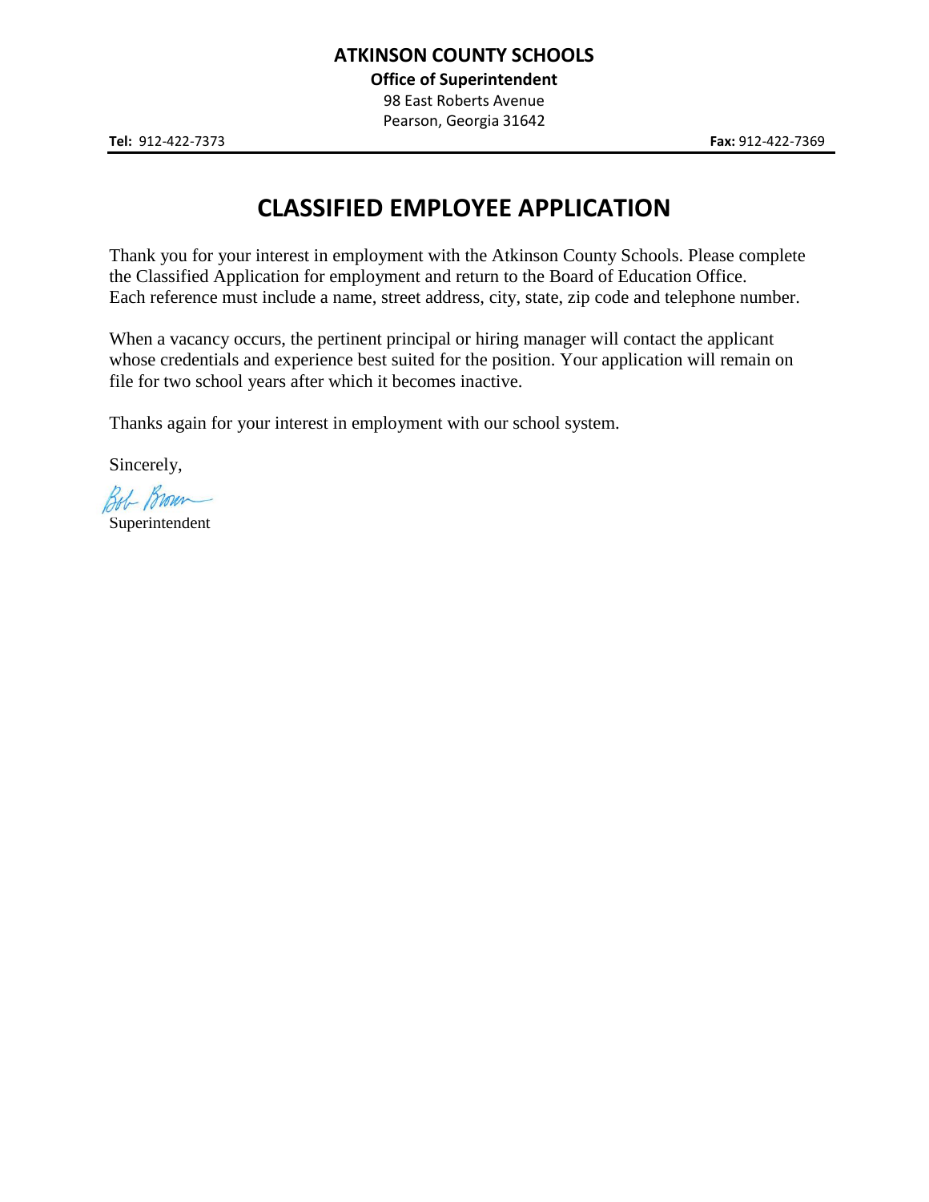**ATKINSON COUNTY SCHOOLS**

**Office of Superintendent**

98 East Roberts Avenue
Pearson, Georgia 31642

**Tel:** 912-422-7373 **Fax:** 912-422-7369

# CLASSIFIED EMPLOYEE APPLICATION

Thank you for your interest in employment with the Atkinson County Schools. Please complete the Classified Application for employment and return to the Board of Education Office. Each reference must include a name, street address, city, state, zip code and telephone number.

When a vacancy occurs, the pertinent principal or hiring manager will contact the applicant whose credentials and experience best suited for the position. Your application will remain on file for two school years after which it becomes inactive.

Thanks again for your interest in employment with our school system.

Sincerely,

Bob Brown
Superintendent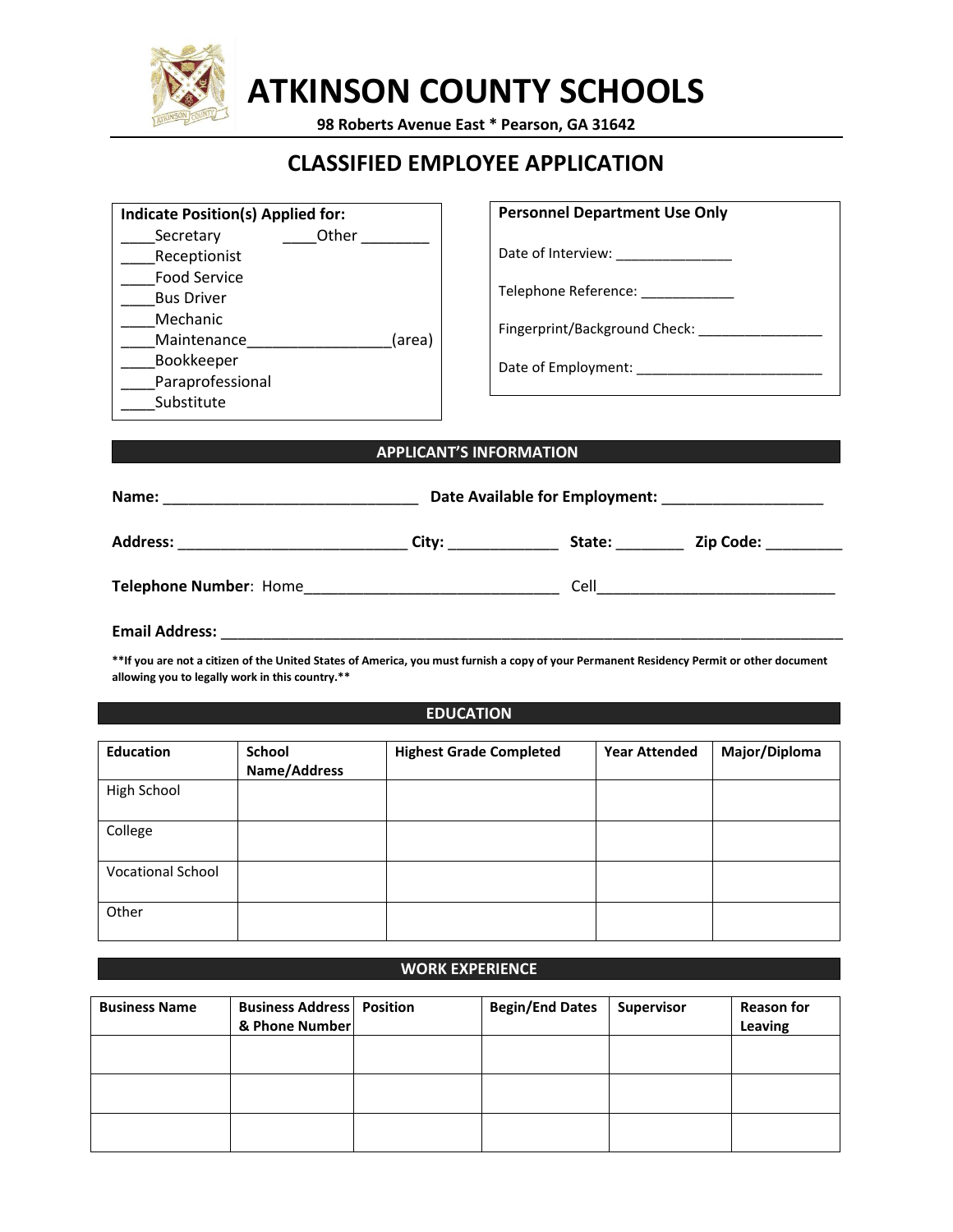# ATKINSON COUNTY SCHOOLS

**98 Roberts Avenue East * Pearson, GA 31642**

## CLASSIFIED EMPLOYEE APPLICATION

**Indicate Position(s) Applied for:**

____Secretary
____Receptionist
____Food Service
____Bus Driver
____Mechanic
____Maintenance_________________(area)
____Bookkeeper
____Paraprofessional
____Substitute
____Other ________

**Personnel Department Use Only**

Date of Interview: _______________

Telephone Reference: ____________

Fingerprint/Background Check: ________________

Date of Employment: ________________________

### APPLICANT'S INFORMATION

**Name:** ______________________________ **Date Available for Employment:** ___________________

**Address:** ___________________________ **City:** _____________ **State:** ________ **Zip Code:** _________

**Telephone Number**: Home______________________________ Cell____________________________

**Email Address:** ___________________________________________________________________________

****If you are not a citizen of the United States of America, you must furnish a copy of your Permanent Residency Permit or other document allowing you to legally work in this country.****

### EDUCATION

| Education | School Name/Address | Highest Grade Completed | Year Attended | Major/Diploma |
|---|---|---|---|---|
| High School | | | | |
| College | | | | |
| Vocational School | | | | |
| Other | | | | |

### WORK EXPERIENCE

| Business Name | Business Address & Phone Number | Position | Begin/End Dates | Supervisor | Reason for Leaving |
|---|---|---|---|---|---|
| | | | | | |
| | | | | | |
| | | | | | |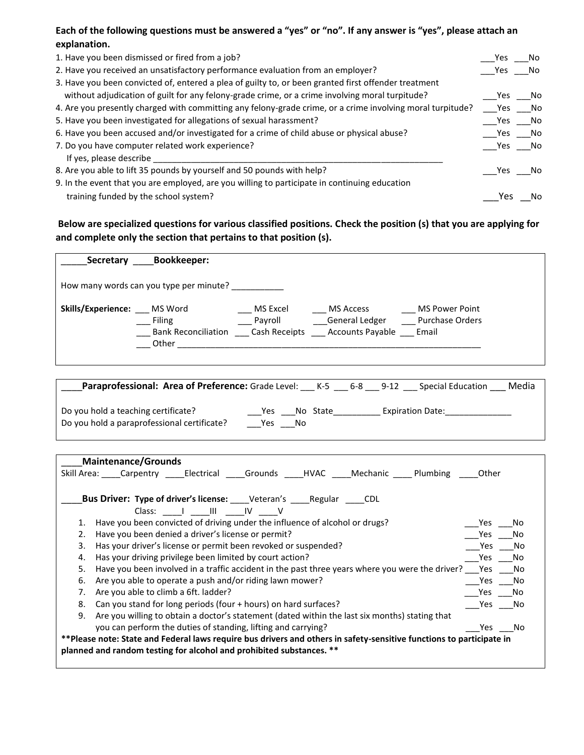**Each of the following questions must be answered a "yes" or "no". If any answer is "yes", please attach an explanation.**

1. Have you been dismissed or fired from a job? ___Yes ___No
2. Have you received an unsatisfactory performance evaluation from an employer? ___Yes ___No
3. Have you been convicted of, entered a plea of guilty to, or been granted first offender treatment without adjudication of guilt for any felony-grade crime, or a crime involving moral turpitude? ___Yes ___No
4. Are you presently charged with committing any felony-grade crime, or a crime involving moral turpitude? ___Yes ___No
5. Have you been investigated for allegations of sexual harassment? ___Yes ___No
6. Have you been accused and/or investigated for a crime of child abuse or physical abuse? ___Yes ___No
7. Do you have computer related work experience? ___Yes ___No
   If yes, please describe ______________________________________________________________
8. Are you able to lift 35 pounds by yourself and 50 pounds with help? ___Yes ___No
9. In the event that you are employed, are you willing to participate in continuing education training funded by the school system? ___Yes __No

**Below are specialized questions for various classified positions. Check the position (s) that you are applying for and complete only the section that pertains to that position (s).**

---

**_____Secretary ____Bookkeeper:**

How many words can you type per minute? ___________

**Skills/Experience:** ___ MS Word ___ MS Excel ___ MS Access ___ MS Power Point
___ Filing ___ Payroll ___General Ledger ___ Purchase Orders
___ Bank Reconciliation ___ Cash Receipts ___ Accounts Payable ___ Email
___ Other _______________________________________________________________

---

**____Paraprofessional: Area of Preference:** Grade Level: ___ K-5 ___ 6-8 ___ 9-12 ___ Special Education ___ Media

Do you hold a teaching certificate? ___Yes ___No State__________ Expiration Date:______________
Do you hold a paraprofessional certificate? ___Yes ___No

---

**____Maintenance/Grounds**
Skill Area: ____Carpentry ____Electrical ____Grounds ____HVAC ____Mechanic ____ Plumbing ____Other

**____Bus Driver: Type of driver's license:** ____Veteran's ____Regular ____CDL
Class: ____I ____III ____IV ____V

1. Have you been convicted of driving under the influence of alcohol or drugs? ___Yes ___No
2. Have you been denied a driver's license or permit? ___Yes ___No
3. Has your driver's license or permit been revoked or suspended? ___Yes ___No
4. Has your driving privilege been limited by court action? ___Yes ___No
5. Have you been involved in a traffic accident in the past three years where you were the driver? ___Yes ___No
6. Are you able to operate a push and/or riding lawn mower? ___Yes ___No
7. Are you able to climb a 6ft. ladder? ___Yes ___No
8. Can you stand for long periods (four + hours) on hard surfaces? ___Yes ___No
9. Are you willing to obtain a doctor's statement (dated within the last six months) stating that you can perform the duties of standing, lifting and carrying? ___Yes ___No

**\*\*Please note: State and Federal laws require bus drivers and others in safety-sensitive functions to participate in planned and random testing for alcohol and prohibited substances. \*\***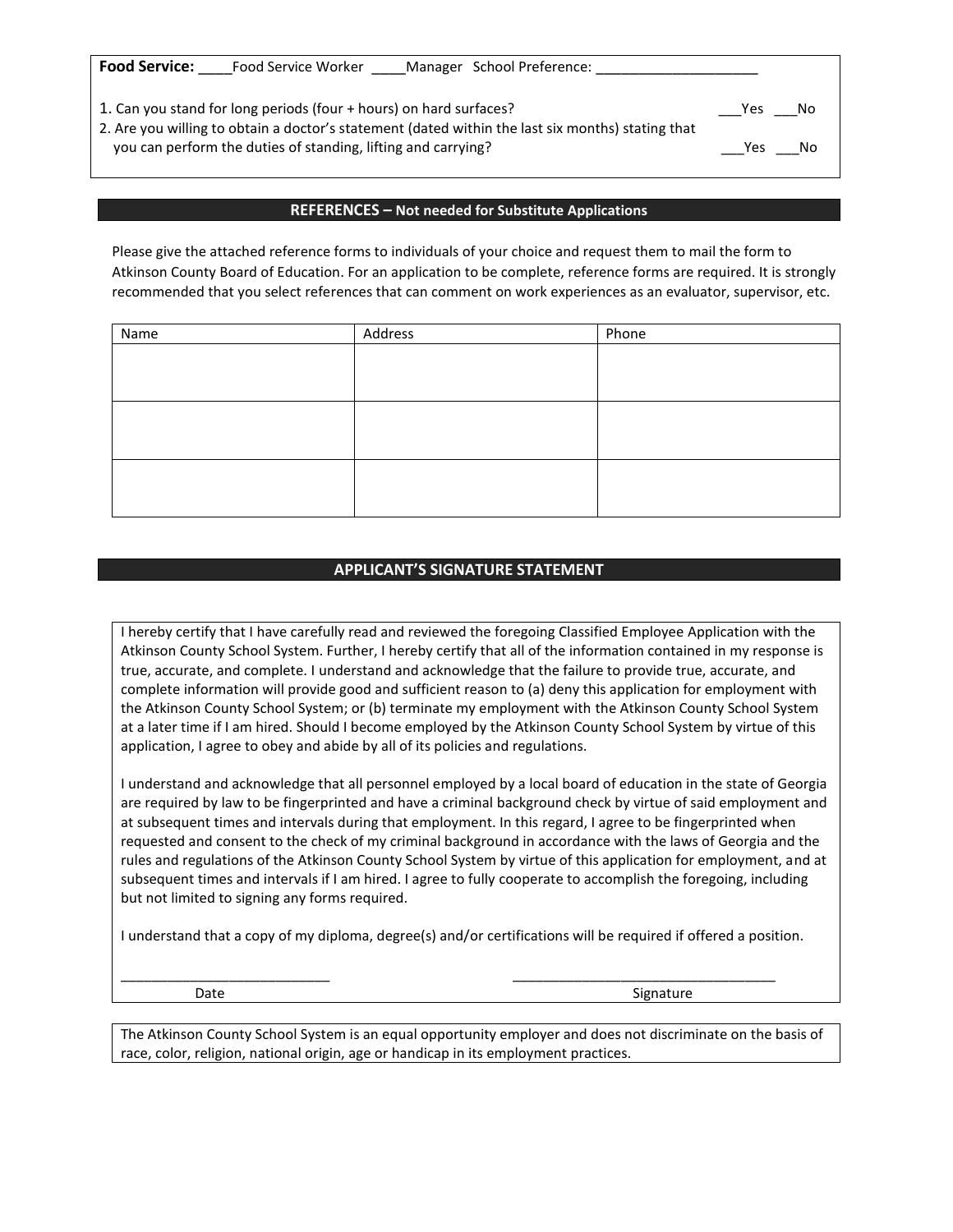**Food Service:** ____Food Service Worker ____Manager School Preference: ____________________

1. Can you stand for long periods (four + hours) on hard surfaces? ___Yes ___No
2. Are you willing to obtain a doctor's statement (dated within the last six months) stating that you can perform the duties of standing, lifting and carrying? ___Yes ___No

## REFERENCES – Not needed for Substitute Applications

Please give the attached reference forms to individuals of your choice and request them to mail the form to Atkinson County Board of Education. For an application to be complete, reference forms are required. It is strongly recommended that you select references that can comment on work experiences as an evaluator, supervisor, etc.

| Name | Address | Phone |
| --- | --- | --- |
| | | |
| | | |
| | | |

## APPLICANT'S SIGNATURE STATEMENT

I hereby certify that I have carefully read and reviewed the foregoing Classified Employee Application with the Atkinson County School System. Further, I hereby certify that all of the information contained in my response is true, accurate, and complete. I understand and acknowledge that the failure to provide true, accurate, and complete information will provide good and sufficient reason to (a) deny this application for employment with the Atkinson County School System; or (b) terminate my employment with the Atkinson County School System at a later time if I am hired. Should I become employed by the Atkinson County School System by virtue of this application, I agree to obey and abide by all of its policies and regulations.

I understand and acknowledge that all personnel employed by a local board of education in the state of Georgia are required by law to be fingerprinted and have a criminal background check by virtue of said employment and at subsequent times and intervals during that employment. In this regard, I agree to be fingerprinted when requested and consent to the check of my criminal background in accordance with the laws of Georgia and the rules and regulations of the Atkinson County School System by virtue of this application for employment, and at subsequent times and intervals if I am hired. I agree to fully cooperate to accomplish the foregoing, including but not limited to signing any forms required.

I understand that a copy of my diploma, degree(s) and/or certifications will be required if offered a position.

___________________________ Date

___________________________________ Signature

The Atkinson County School System is an equal opportunity employer and does not discriminate on the basis of race, color, religion, national origin, age or handicap in its employment practices.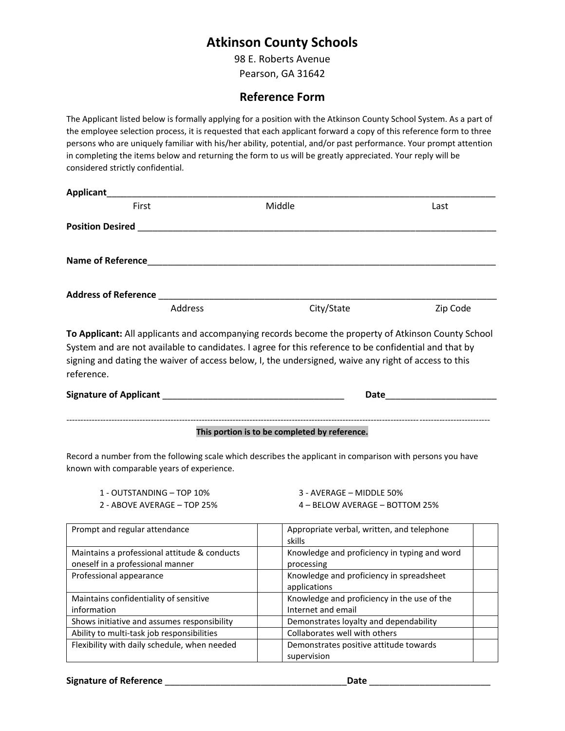# Atkinson County Schools

98 E. Roberts Avenue
Pearson, GA 31642

## Reference Form

The Applicant listed below is formally applying for a position with the Atkinson County School System. As a part of the employee selection process, it is requested that each applicant forward a copy of this reference form to three persons who are uniquely familiar with his/her ability, potential, and/or past performance. Your prompt attention in completing the items below and returning the form to us will be greatly appreciated. Your reply will be considered strictly confidential.

**Applicant**\_\_\_\_\_\_\_\_\_\_\_\_\_\_\_\_\_\_\_\_\_\_\_\_\_\_\_\_\_\_\_\_\_\_\_\_\_\_\_\_\_\_\_\_\_\_\_\_\_\_\_\_\_\_\_\_\_\_\_\_\_\_\_\_\_\_\_\_\_\_\_\_\_\_\_\_

First Middle Last

**Position Desired** \_\_\_\_\_\_\_\_\_\_\_\_\_\_\_\_\_\_\_\_\_\_\_\_\_\_\_\_\_\_\_\_\_\_\_\_\_\_\_\_\_\_\_\_\_\_\_\_\_\_\_\_\_\_\_\_\_\_\_\_\_\_\_\_\_\_\_\_\_\_\_

**Name of Reference**\_\_\_\_\_\_\_\_\_\_\_\_\_\_\_\_\_\_\_\_\_\_\_\_\_\_\_\_\_\_\_\_\_\_\_\_\_\_\_\_\_\_\_\_\_\_\_\_\_\_\_\_\_\_\_\_\_\_\_\_\_\_\_\_\_\_\_\_\_

**Address of Reference** \_\_\_\_\_\_\_\_\_\_\_\_\_\_\_\_\_\_\_\_\_\_\_\_\_\_\_\_\_\_\_\_\_\_\_\_\_\_\_\_\_\_\_\_\_\_\_\_\_\_\_\_\_\_\_\_\_\_\_\_\_\_\_\_\_\_\_

Address City/State Zip Code

**To Applicant:** All applicants and accompanying records become the property of Atkinson County School System and are not available to candidates. I agree for this reference to be confidential and that by signing and dating the waiver of access below, I, the undersigned, waive any right of access to this reference.

**Signature of Applicant** \_\_\_\_\_\_\_\_\_\_\_\_\_\_\_\_\_\_\_\_\_\_\_\_\_\_\_\_\_\_\_\_\_\_\_\_\_ **Date**\_\_\_\_\_\_\_\_\_\_\_\_\_\_\_\_\_\_\_\_\_\_

---

**This portion is to be completed by reference.**

Record a number from the following scale which describes the applicant in comparison with persons you have known with comparable years of experience.

1 - OUTSTANDING – TOP 10%
2 - ABOVE AVERAGE – TOP 25%
3 - AVERAGE – MIDDLE 50%
4 – BELOW AVERAGE – BOTTOM 25%

| | | | |
|---|---|---|---|
| Prompt and regular attendance | | Appropriate verbal, written, and telephone skills | |
| Maintains a professional attitude & conducts oneself in a professional manner | | Knowledge and proficiency in typing and word processing | |
| Professional appearance | | Knowledge and proficiency in spreadsheet applications | |
| Maintains confidentiality of sensitive information | | Knowledge and proficiency in the use of the Internet and email | |
| Shows initiative and assumes responsibility | | Demonstrates loyalty and dependability | |
| Ability to multi-task job responsibilities | | Collaborates well with others | |
| Flexibility with daily schedule, when needed | | Demonstrates positive attitude towards supervision | |

**Signature of Reference** \_\_\_\_\_\_\_\_\_\_\_\_\_\_\_\_\_\_\_\_\_\_\_\_\_\_\_\_\_\_\_\_\_\_\_\_\_\_**Date** \_\_\_\_\_\_\_\_\_\_\_\_\_\_\_\_\_\_\_\_\_\_\_\_\_\_